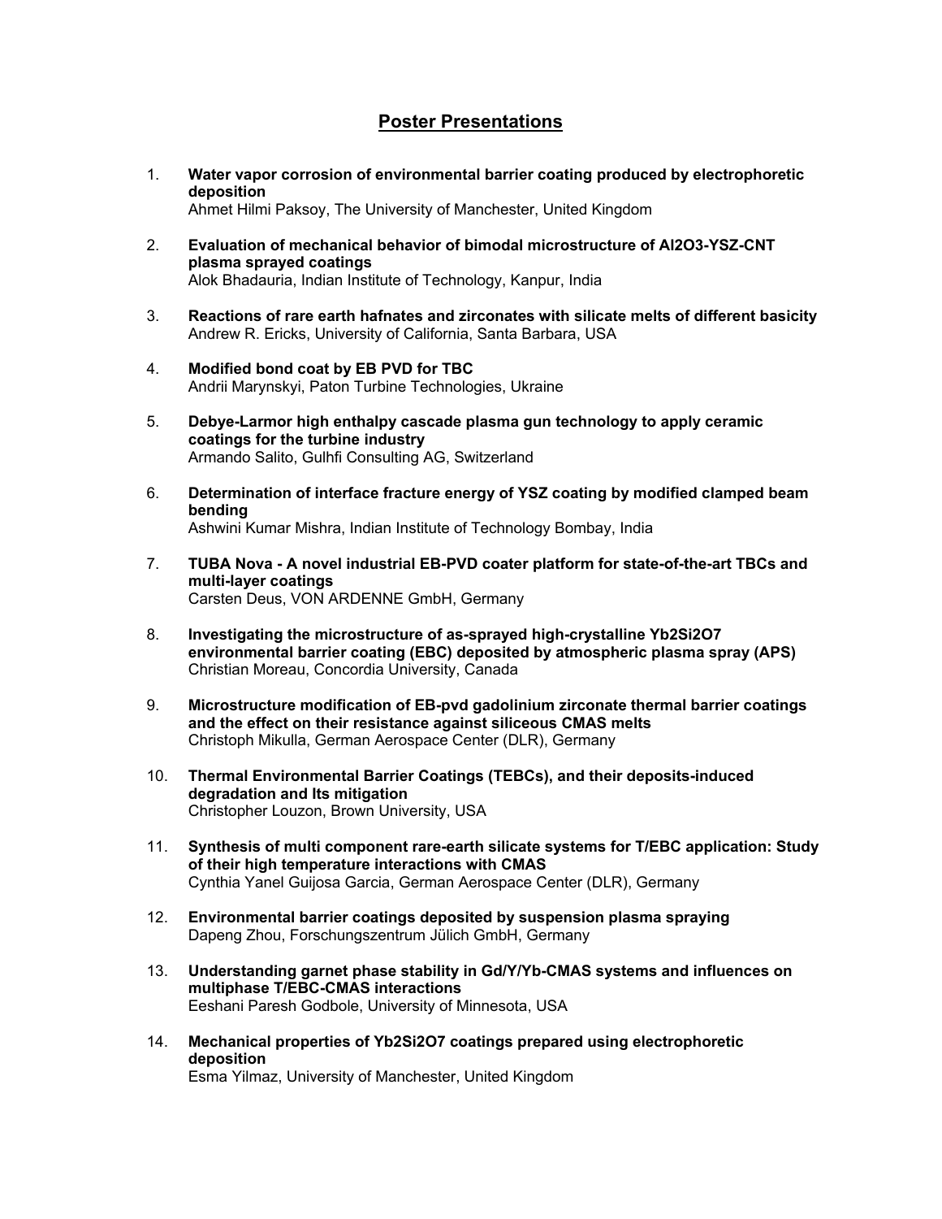# Poster Presentations

1. **Water vapor corrosion of environmental barrier coating produced by electrophoretic deposition**
   Ahmet Hilmi Paksoy, The University of Manchester, United Kingdom

2. **Evaluation of mechanical behavior of bimodal microstructure of $Al_2O_3$-YSZ-CNT plasma sprayed coatings**
   Alok Bhadauria, Indian Institute of Technology, Kanpur, India

3. **Reactions of rare earth hafnates and zirconates with silicate melts of different basicity**
   Andrew R. Ericks, University of California, Santa Barbara, USA

4. **Modified bond coat by EB PVD for TBC**
   Andrii Marynskyi, Paton Turbine Technologies, Ukraine

5. **Debye-Larmor high enthalpy cascade plasma gun technology to apply ceramic coatings for the turbine industry**
   Armando Salito, Gulhfi Consulting AG, Switzerland

6. **Determination of interface fracture energy of YSZ coating by modified clamped beam bending**
   Ashwini Kumar Mishra, Indian Institute of Technology Bombay, India

7. **TUBA Nova - A novel industrial EB-PVD coater platform for state-of-the-art TBCs and multi-layer coatings**
   Carsten Deus, VON ARDENNE GmbH, Germany

8. **Investigating the microstructure of as-sprayed high-crystalline $Yb_2Si_2O_7$ environmental barrier coating (EBC) deposited by atmospheric plasma spray (APS)**
   Christian Moreau, Concordia University, Canada

9. **Microstructure modification of EB-pvd gadolinium zirconate thermal barrier coatings and the effect on their resistance against siliceous CMAS melts**
   Christoph Mikulla, German Aerospace Center (DLR), Germany

10. **Thermal Environmental Barrier Coatings (TEBCs), and their deposits-induced degradation and Its mitigation**
    Christopher Louzon, Brown University, USA

11. **Synthesis of multi component rare-earth silicate systems for T/EBC application: Study of their high temperature interactions with CMAS**
    Cynthia Yanel Guijosa Garcia, German Aerospace Center (DLR), Germany

12. **Environmental barrier coatings deposited by suspension plasma spraying**
    Dapeng Zhou, Forschungszentrum Jülich GmbH, Germany

13. **Understanding garnet phase stability in Gd/Y/Yb-CMAS systems and influences on multiphase T/EBC-CMAS interactions**
    Eeshani Paresh Godbole, University of Minnesota, USA

14. **Mechanical properties of $Yb_2Si_2O_7$ coatings prepared using electrophoretic deposition**
    Esma Yilmaz, University of Manchester, United Kingdom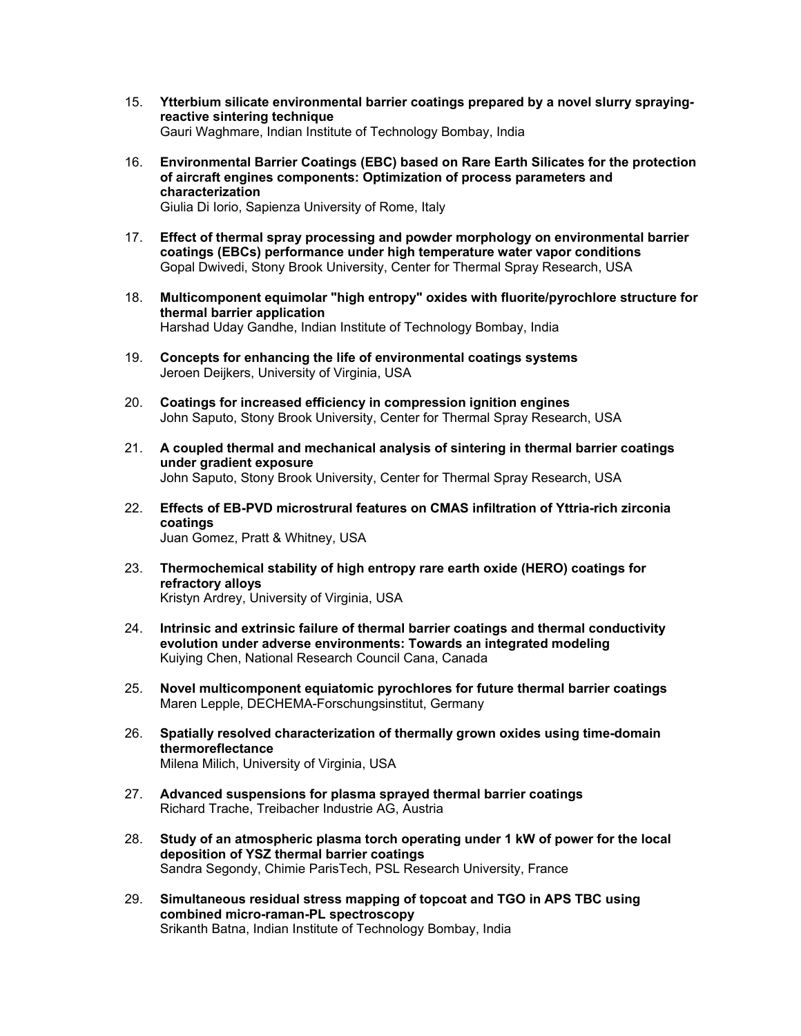15. **Ytterbium silicate environmental barrier coatings prepared by a novel slurry spraying-reactive sintering technique**
    Gauri Waghmare, Indian Institute of Technology Bombay, India

16. **Environmental Barrier Coatings (EBC) based on Rare Earth Silicates for the protection of aircraft engines components: Optimization of process parameters and characterization**
    Giulia Di Iorio, Sapienza University of Rome, Italy

17. **Effect of thermal spray processing and powder morphology on environmental barrier coatings (EBCs) performance under high temperature water vapor conditions**
    Gopal Dwivedi, Stony Brook University, Center for Thermal Spray Research, USA

18. **Multicomponent equimolar "high entropy" oxides with fluorite/pyrochlore structure for thermal barrier application**
    Harshad Uday Gandhe, Indian Institute of Technology Bombay, India

19. **Concepts for enhancing the life of environmental coatings systems**
    Jeroen Deijkers, University of Virginia, USA

20. **Coatings for increased efficiency in compression ignition engines**
    John Saputo, Stony Brook University, Center for Thermal Spray Research, USA

21. **A coupled thermal and mechanical analysis of sintering in thermal barrier coatings under gradient exposure**
    John Saputo, Stony Brook University, Center for Thermal Spray Research, USA

22. **Effects of EB-PVD microstrural features on CMAS infiltration of Yttria-rich zirconia coatings**
    Juan Gomez, Pratt & Whitney, USA

23. **Thermochemical stability of high entropy rare earth oxide (HERO) coatings for refractory alloys**
    Kristyn Ardrey, University of Virginia, USA

24. **Intrinsic and extrinsic failure of thermal barrier coatings and thermal conductivity evolution under adverse environments: Towards an integrated modeling**
    Kuiying Chen, National Research Council Cana, Canada

25. **Novel multicomponent equiatomic pyrochlores for future thermal barrier coatings**
    Maren Lepple, DECHEMA-Forschungsinstitut, Germany

26. **Spatially resolved characterization of thermally grown oxides using time-domain thermoreflectance**
    Milena Milich, University of Virginia, USA

27. **Advanced suspensions for plasma sprayed thermal barrier coatings**
    Richard Trache, Treibacher Industrie AG, Austria

28. **Study of an atmospheric plasma torch operating under 1 kW of power for the local deposition of YSZ thermal barrier coatings**
    Sandra Segondy, Chimie ParisTech, PSL Research University, France

29. **Simultaneous residual stress mapping of topcoat and TGO in APS TBC using combined micro-raman-PL spectroscopy**
    Srikanth Batna, Indian Institute of Technology Bombay, India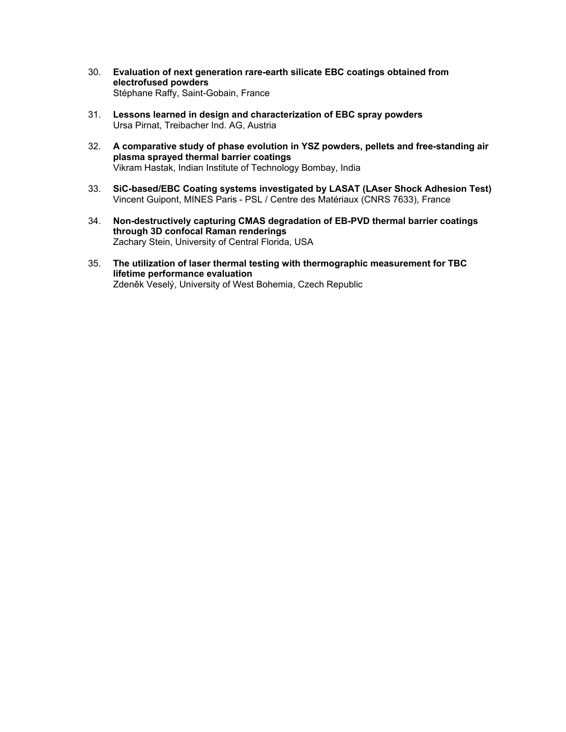30. **Evaluation of next generation rare-earth silicate EBC coatings obtained from electrofused powders**
    Stéphane Raffy, Saint-Gobain, France

31. **Lessons learned in design and characterization of EBC spray powders**
    Ursa Pirnat, Treibacher Ind. AG, Austria

32. **A comparative study of phase evolution in YSZ powders, pellets and free-standing air plasma sprayed thermal barrier coatings**
    Vikram Hastak, Indian Institute of Technology Bombay, India

33. **SiC-based/EBC Coating systems investigated by LASAT (LAser Shock Adhesion Test)**
    Vincent Guipont, MINES Paris - PSL / Centre des Matériaux (CNRS 7633), France

34. **Non-destructively capturing CMAS degradation of EB-PVD thermal barrier coatings through 3D confocal Raman renderings**
    Zachary Stein, University of Central Florida, USA

35. **The utilization of laser thermal testing with thermographic measurement for TBC lifetime performance evaluation**
    Zdeněk Veselý, University of West Bohemia, Czech Republic